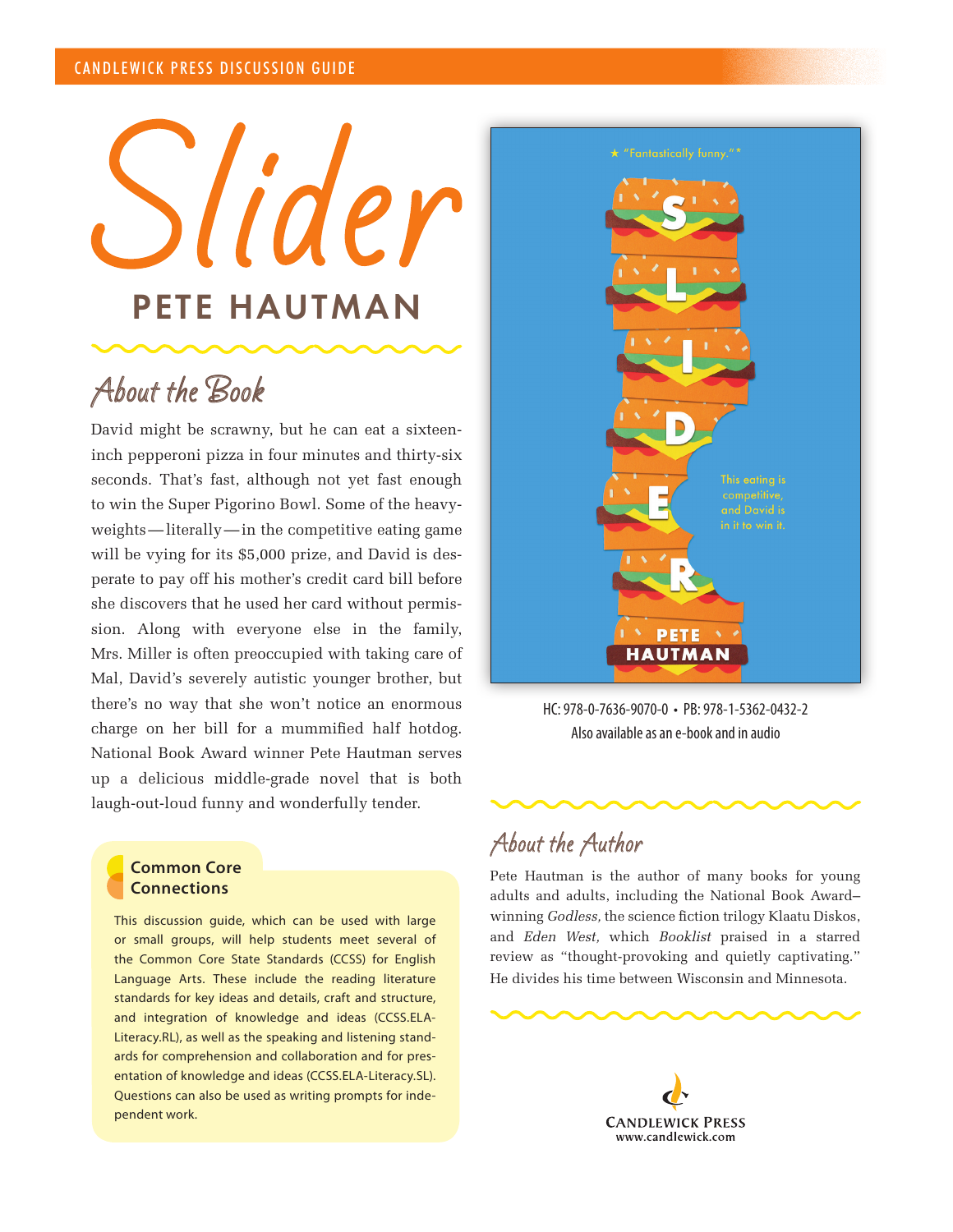CANDLEWICK PRESS DISCUSSION GUIDE

# *Slider*

## PETE HAUTMAN

## About the Book

David might be scrawny, but he can eat a sixteen-inch pepperoni pizza in four minutes and thirty-six seconds. That's fast, although not yet fast enough to win the Super Pigorino Bowl. Some of the heavyweights—literally—in the competitive eating game will be vying for its $5,000 prize, and David is desperate to pay off his mother's credit card bill before she discovers that he used her card without permission. Along with everyone else in the family, Mrs. Miller is often preoccupied with taking care of Mal, David's severely autistic younger brother, but there's no way that she won't notice an enormous charge on her bill for a mummified half hotdog. National Book Award winner Pete Hautman serves up a delicious middle-grade novel that is both laugh-out-loud funny and wonderfully tender.

### Common Core Connections

This discussion guide, which can be used with large or small groups, will help students meet several of the Common Core State Standards (CCSS) for English Language Arts. These include the reading literature standards for key ideas and details, craft and structure, and integration of knowledge and ideas (CCSS.ELA-Literacy.RL), as well as the speaking and listening standards for comprehension and collaboration and for presentation of knowledge and ideas (CCSS.ELA-Literacy.SL). Questions can also be used as writing prompts for independent work.

★ "Fantastically funny."*

SLIDER

This eating is competitive, and David is in it to win it.

PETE HAUTMAN

HC: 978-0-7636-9070-0 • PB: 978-1-5362-0432-2
Also available as an e-book and in audio

## About the Author

Pete Hautman is the author of many books for young adults and adults, including the National Book Award–winning *Godless,* the science fiction trilogy Klaatu Diskos, and *Eden West,* which *Booklist* praised in a starred review as "thought-provoking and quietly captivating." He divides his time between Wisconsin and Minnesota.

CANDLEWICK PRESS
www.candlewick.com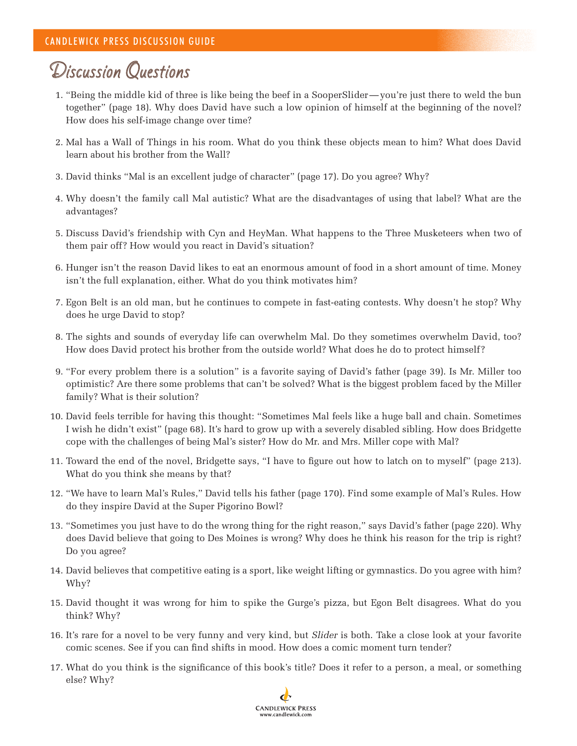# Discussion Questions

1. "Being the middle kid of three is like being the beef in a SooperSlider—you're just there to weld the bun together" (page 18). Why does David have such a low opinion of himself at the beginning of the novel? How does his self-image change over time?

2. Mal has a Wall of Things in his room. What do you think these objects mean to him? What does David learn about his brother from the Wall?

3. David thinks "Mal is an excellent judge of character" (page 17). Do you agree? Why?

4. Why doesn't the family call Mal autistic? What are the disadvantages of using that label? What are the advantages?

5. Discuss David's friendship with Cyn and HeyMan. What happens to the Three Musketeers when two of them pair off? How would you react in David's situation?

6. Hunger isn't the reason David likes to eat an enormous amount of food in a short amount of time. Money isn't the full explanation, either. What do you think motivates him?

7. Egon Belt is an old man, but he continues to compete in fast-eating contests. Why doesn't he stop? Why does he urge David to stop?

8. The sights and sounds of everyday life can overwhelm Mal. Do they sometimes overwhelm David, too? How does David protect his brother from the outside world? What does he do to protect himself?

9. "For every problem there is a solution" is a favorite saying of David's father (page 39). Is Mr. Miller too optimistic? Are there some problems that can't be solved? What is the biggest problem faced by the Miller family? What is their solution?

10. David feels terrible for having this thought: "Sometimes Mal feels like a huge ball and chain. Sometimes I wish he didn't exist" (page 68). It's hard to grow up with a severely disabled sibling. How does Bridgette cope with the challenges of being Mal's sister? How do Mr. and Mrs. Miller cope with Mal?

11. Toward the end of the novel, Bridgette says, "I have to figure out how to latch on to myself" (page 213). What do you think she means by that?

12. "We have to learn Mal's Rules," David tells his father (page 170). Find some example of Mal's Rules. How do they inspire David at the Super Pigorino Bowl?

13. "Sometimes you just have to do the wrong thing for the right reason," says David's father (page 220). Why does David believe that going to Des Moines is wrong? Why does he think his reason for the trip is right? Do you agree?

14. David believes that competitive eating is a sport, like weight lifting or gymnastics. Do you agree with him? Why?

15. David thought it was wrong for him to spike the Gurge's pizza, but Egon Belt disagrees. What do you think? Why?

16. It's rare for a novel to be very funny and very kind, but *Slider* is both. Take a close look at your favorite comic scenes. See if you can find shifts in mood. How does a comic moment turn tender?

17. What do you think is the significance of this book's title? Does it refer to a person, a meal, or something else? Why?